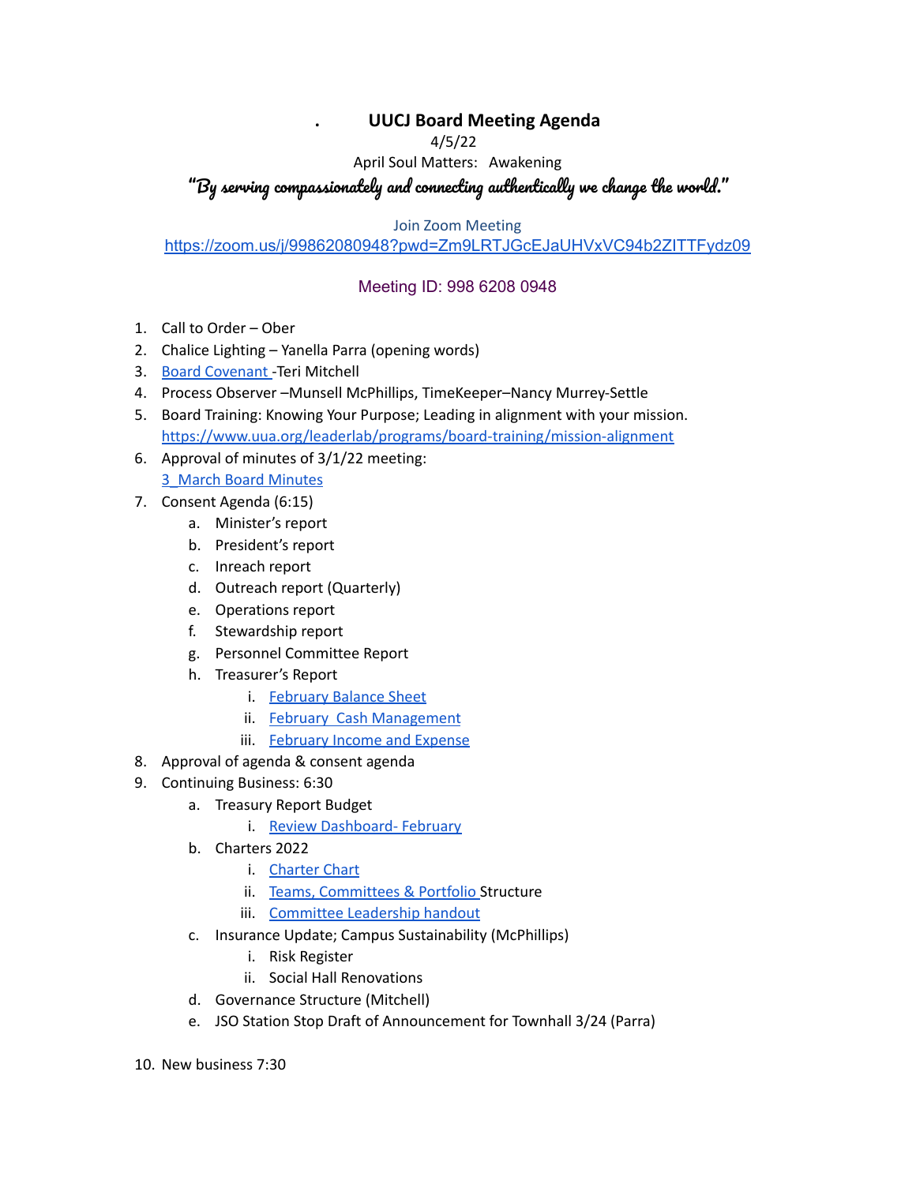# UUCJ Board Meeting Agenda

4/5/22

April Soul Matters: Awakening

**"By serving compassionately and connecting authentically we change the world."**

Join Zoom Meeting

https://zoom.us/j/99862080948?pwd=Zm9LRTJGcEJaUHVxVC94b2ZITTFydz09

Meeting ID: 998 6208 0948

1. Call to Order – Ober
2. Chalice Lighting – Yanella Parra (opening words)
3. Board Covenant -Teri Mitchell
4. Process Observer –Munsell McPhillips, TimeKeeper–Nancy Murrey-Settle
5. Board Training: Knowing Your Purpose; Leading in alignment with your mission. https://www.uua.org/leaderlab/programs/board-training/mission-alignment
6. Approval of minutes of 3/1/22 meeting: 3_March Board Minutes
7. Consent Agenda (6:15)
   a. Minister's report
   b. President's report
   c. Inreach report
   d. Outreach report (Quarterly)
   e. Operations report
   f. Stewardship report
   g. Personnel Committee Report
   h. Treasurer's Report
      i. February Balance Sheet
      ii. February Cash Management
      iii. February Income and Expense
8. Approval of agenda & consent agenda
9. Continuing Business: 6:30
   a. Treasury Report Budget
      i. Review Dashboard- February
   b. Charters 2022
      i. Charter Chart
      ii. Teams, Committees & Portfolio Structure
      iii. Committee Leadership handout
   c. Insurance Update; Campus Sustainability (McPhillips)
      i. Risk Register
      ii. Social Hall Renovations
   d. Governance Structure (Mitchell)
   e. JSO Station Stop Draft of Announcement for Townhall 3/24 (Parra)
10. New business 7:30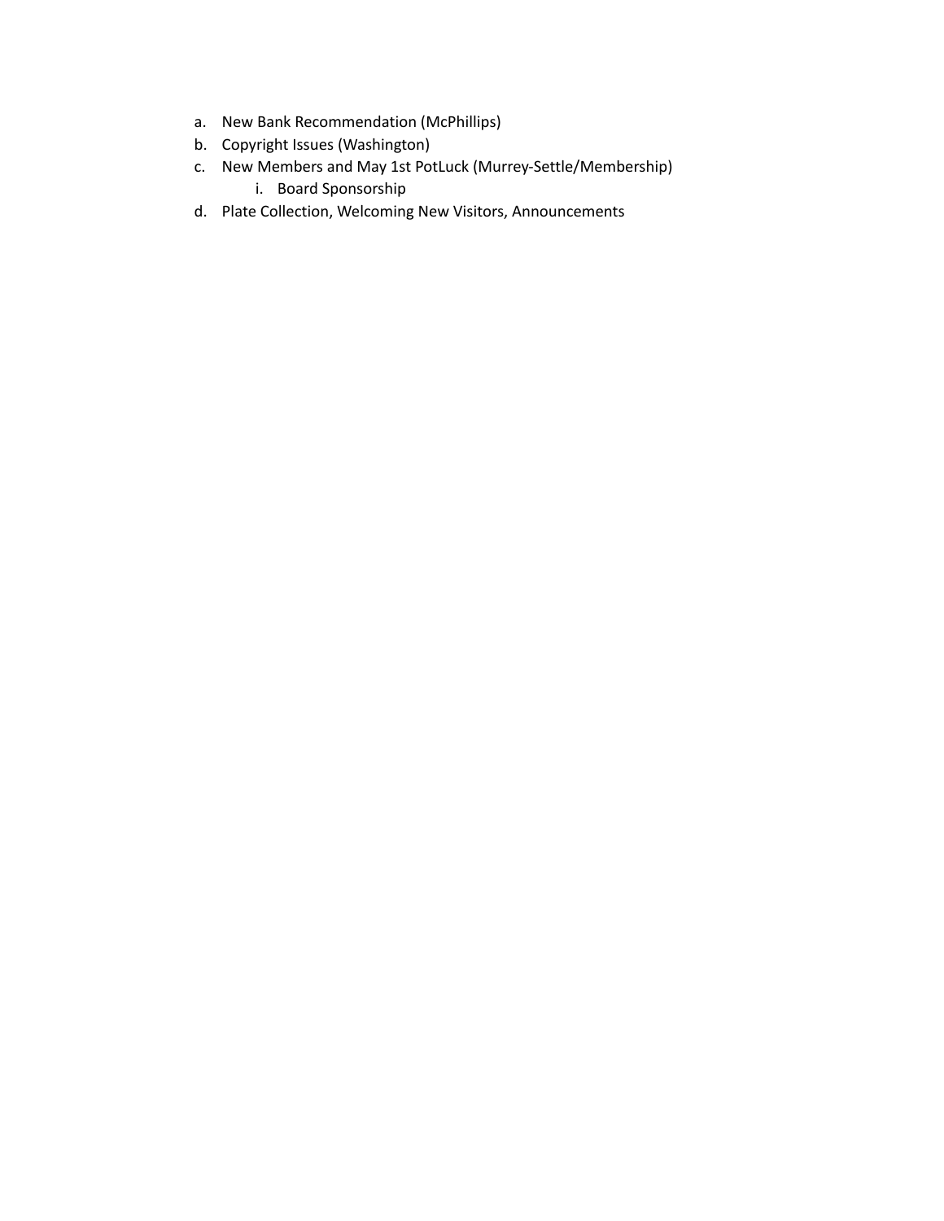a. New Bank Recommendation (McPhillips)
b. Copyright Issues (Washington)
c. New Members and May 1st PotLuck (Murrey-Settle/Membership)
    i. Board Sponsorship
d. Plate Collection, Welcoming New Visitors, Announcements